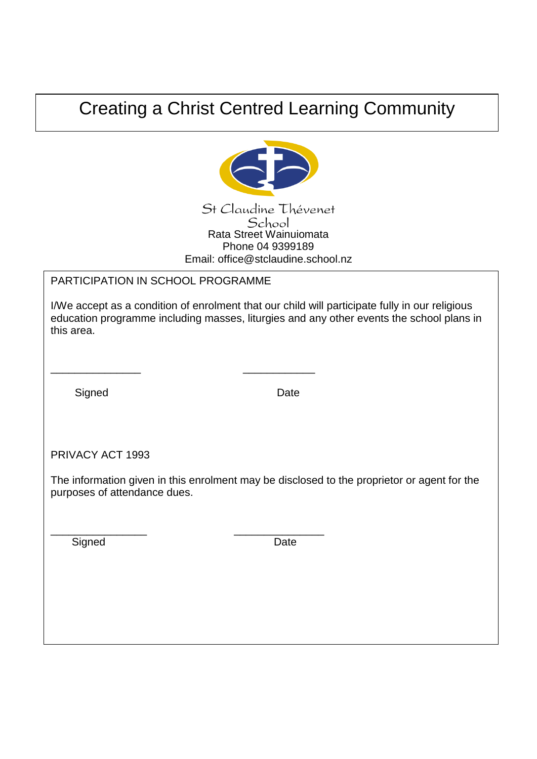# Creating a Christ Centred Learning Community

St Claudine Thévenet School
Rata Street Wainuiomata
Phone 04 9399189
Email: office@stclaudine.school.nz

PARTICIPATION IN SCHOOL PROGRAMME

I/We accept as a condition of enrolment that our child will participate fully in our religious education programme including masses, liturgies and any other events the school plans in this area.

\_\_\_\_\_\_\_\_\_\_\_\_\_\_\_\_ \_\_\_\_\_\_\_\_\_\_\_\_\_

Signed Date

PRIVACY ACT 1993

The information given in this enrolment may be disclosed to the proprietor or agent for the purposes of attendance dues.

\_\_\_\_\_\_\_\_\_\_\_\_\_\_\_\_\_ \_\_\_\_\_\_\_\_\_\_\_\_\_\_\_\_

Signed Date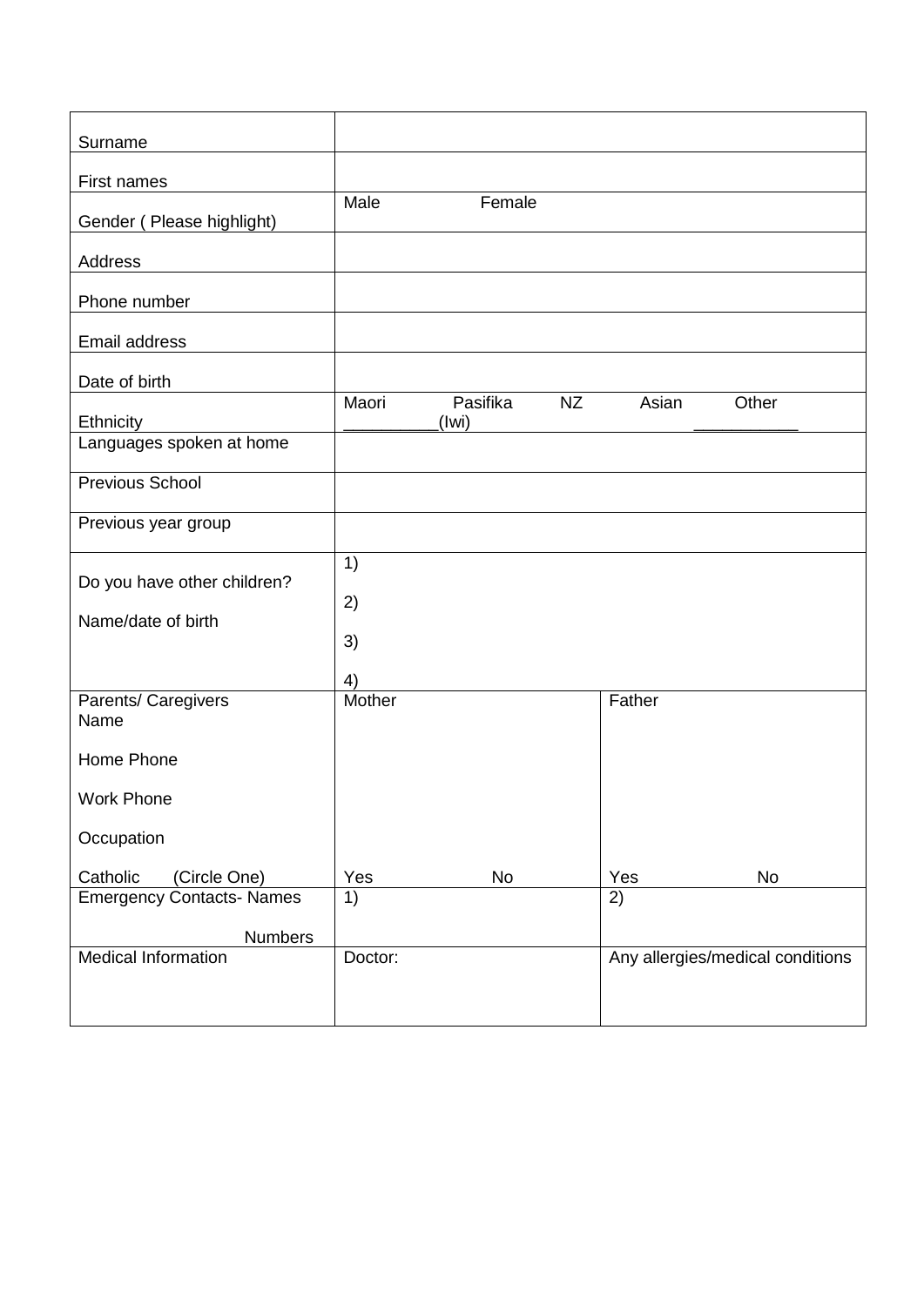| | | |
|---|---|---|
| Surname | | |
| First names | | |
| Gender ( Please highlight) | Male Female | |
| Address | | |
| Phone number | | |
| Email address | | |
| Date of birth | | |
| Ethnicity | Maori Pasifika NZ Asian Other<br>__________(Iwi) ___________ | |
| Languages spoken at home | | |
| Previous School | | |
| Previous year group | | |
| Do you have other children?<br><br>Name/date of birth | 1)<br><br>2)<br><br>3)<br><br>4) | |
| Parents/ Caregivers<br>Name<br><br>Home Phone<br><br>Work Phone<br><br>Occupation<br><br>Catholic (Circle One) | Mother<br><br><br><br><br><br><br><br>Yes No | Father<br><br><br><br><br><br><br><br>Yes No |
| Emergency Contacts- Names<br><br>Numbers | 1) | 2) |
| Medical Information | Doctor: | Any allergies/medical conditions |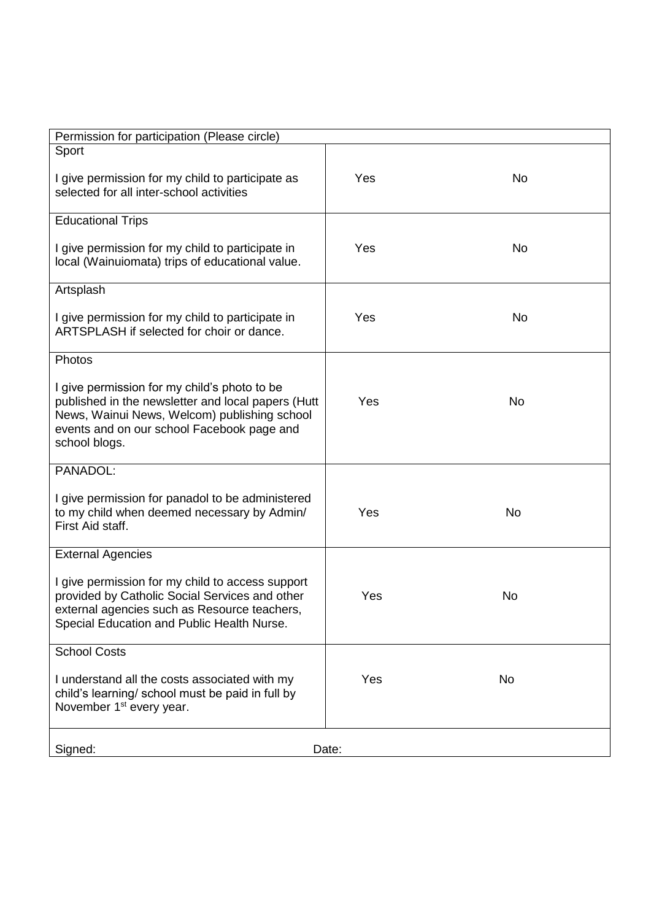| Permission for participation (Please circle) | | |
|---|---|---|
| Sport<br><br>I give permission for my child to participate as selected for all inter-school activities | Yes | No |
| Educational Trips<br><br>I give permission for my child to participate in local (Wainuiomata) trips of educational value. | Yes | No |
| Artsplash<br><br>I give permission for my child to participate in ARTSPLASH if selected for choir or dance. | Yes | No |
| Photos<br><br>I give permission for my child's photo to be published in the newsletter and local papers (Hutt News, Wainui News, Welcom) publishing school events and on our school Facebook page and school blogs. | Yes | No |
| PANADOL:<br><br>I give permission for panadol to be administered to my child when deemed necessary by Admin/ First Aid staff. | Yes | No |
| External Agencies<br><br>I give permission for my child to access support provided by Catholic Social Services and other external agencies such as Resource teachers, Special Education and Public Health Nurse. | Yes | No |
| School Costs<br><br>I understand all the costs associated with my child's learning/ school must be paid in full by November 1st every year. | Yes | No |
| Signed: | Date: | |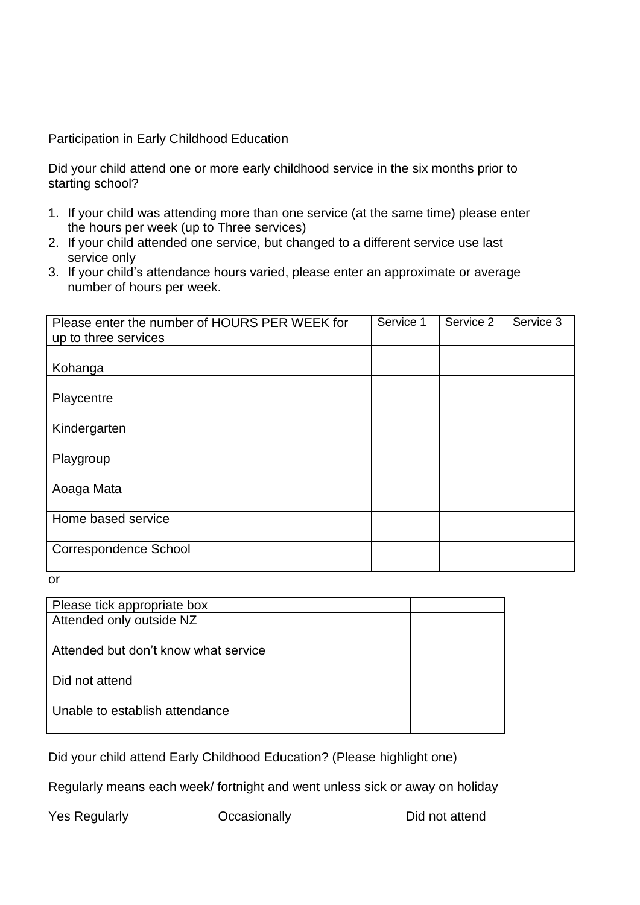Participation in Early Childhood Education

Did your child attend one or more early childhood service in the six months prior to starting school?

1. If your child was attending more than one service (at the same time) please enter the hours per week (up to Three services)
2. If your child attended one service, but changed to a different service use last service only
3. If your child's attendance hours varied, please enter an approximate or average number of hours per week.

| Please enter the number of HOURS PER WEEK for up to three services | Service 1 | Service 2 | Service 3 |
|---|---|---|---|
| Kohanga | | | |
| Playcentre | | | |
| Kindergarten | | | |
| Playgroup | | | |
| Aoaga Mata | | | |
| Home based service | | | |
| Correspondence School | | | |

or

| Please tick appropriate box | |
|---|---|
| Attended only outside NZ | |
| Attended but don't know what service | |
| Did not attend | |
| Unable to establish attendance | |

Did your child attend Early Childhood Education? (Please highlight one)

Regularly means each week/ fortnight and went unless sick or away on holiday

Yes Regularly Occasionally Did not attend